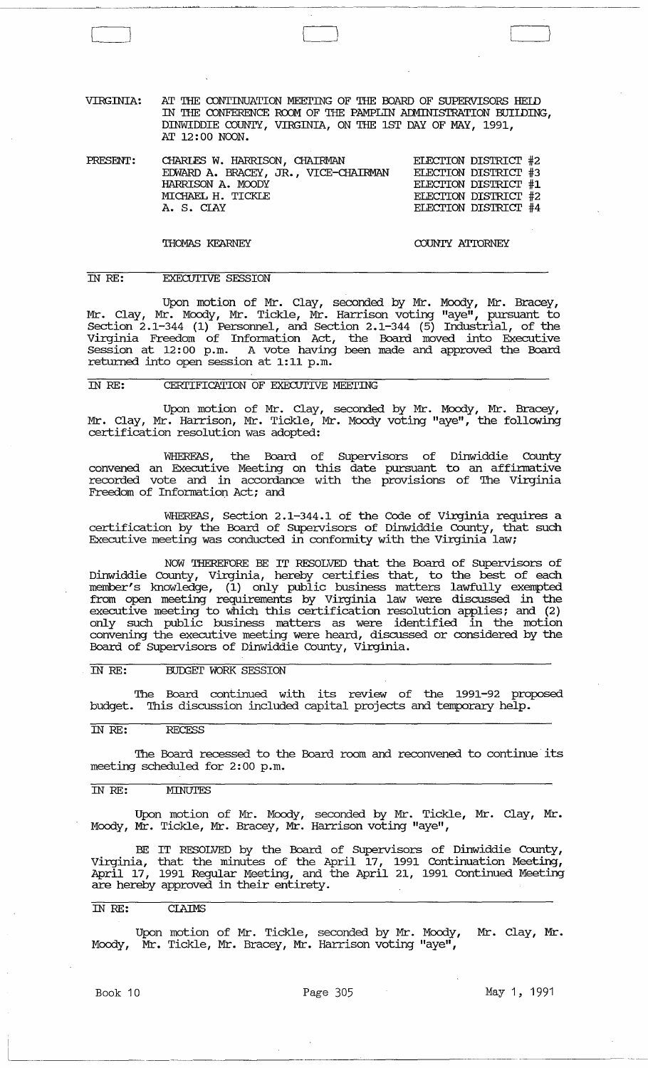VIRGINIA: AT THE CONTINUATION MEETING OF THE BOARD OF SUPERVISORS HELD IN THE CONFERENCE ROOM OF THE PAMPLIN ADMINISTRATION BUILDING, DINWIDDIE COUNTY, VIRGINIA, ON THE 1ST DAY OF MAY, 1991, AT 12:00 NOON.

| | | |
|---|---|---|
| PRESENT: | CHARLES W. HARRISON, CHAIRMAN | ELECTION DISTRICT #2 |
| | EDWARD A. BRACEY, JR., VICE-CHAIRMAN | ELECTION DISTRICT #3 |
| | HARRISON A. MOODY | ELECTION DISTRICT #1 |
| | MICHAEL H. TICKLE | ELECTION DISTRICT #2 |
| | A. S. CLAY | ELECTION DISTRICT #4 |
| | THOMAS KEARNEY | COUNTY ATTORNEY |

IN RE: EXECUTIVE SESSION

Upon motion of Mr. Clay, seconded by Mr. Moody, Mr. Bracey, Mr. Clay, Mr. Moody, Mr. Tickle, Mr. Harrison voting "aye", pursuant to Section 2.1-344 (1) Personnel, and Section 2.1-344 (5) Industrial, of the Virginia Freedom of Information Act, the Board moved into Executive Session at 12:00 p.m. A vote having been made and approved the Board returned into open session at 1:11 p.m.

IN RE: CERTIFICATION OF EXECUTIVE MEETING

Upon motion of Mr. Clay, seconded by Mr. Moody, Mr. Bracey, Mr. Clay, Mr. Harrison, Mr. Tickle, Mr. Moody voting "aye", the following certification resolution was adopted:

WHEREAS, the Board of Supervisors of Dinwiddie County convened an Executive Meeting on this date pursuant to an affirmative recorded vote and in accordance with the provisions of The Virginia Freedom of Information Act; and

WHEREAS, Section 2.1-344.1 of the Code of Virginia requires a certification by the Board of Supervisors of Dinwiddie County, that such Executive meeting was conducted in conformity with the Virginia law;

NOW THEREFORE BE IT RESOLVED that the Board of Supervisors of Dinwiddie County, Virginia, hereby certifies that, to the best of each member's knowledge, (1) only public business matters lawfully exempted from open meeting requirements by Virginia law were discussed in the executive meeting to which this certification resolution applies; and (2) only such public business matters as were identified in the motion convening the executive meeting were heard, discussed or considered by the Board of Supervisors of Dinwiddie County, Virginia.

IN RE: BUDGET WORK SESSION

The Board continued with its review of the 1991-92 proposed budget. This discussion included capital projects and temporary help.

IN RE: RECESS

The Board recessed to the Board room and reconvened to continue its meeting scheduled for 2:00 p.m.

IN RE: MINUTES

Upon motion of Mr. Moody, seconded by Mr. Tickle, Mr. Clay, Mr. Moody, Mr. Tickle, Mr. Bracey, Mr. Harrison voting "aye",

BE IT RESOLVED by the Board of Supervisors of Dinwiddie County, Virginia, that the minutes of the April 17, 1991 Continuation Meeting, April 17, 1991 Regular Meeting, and the April 21, 1991 Continued Meeting are hereby approved in their entirety.

IN RE: CLAIMS

Upon motion of Mr. Tickle, seconded by Mr. Moody, Mr. Clay, Mr. Moody, Mr. Tickle, Mr. Bracey, Mr. Harrison voting "aye",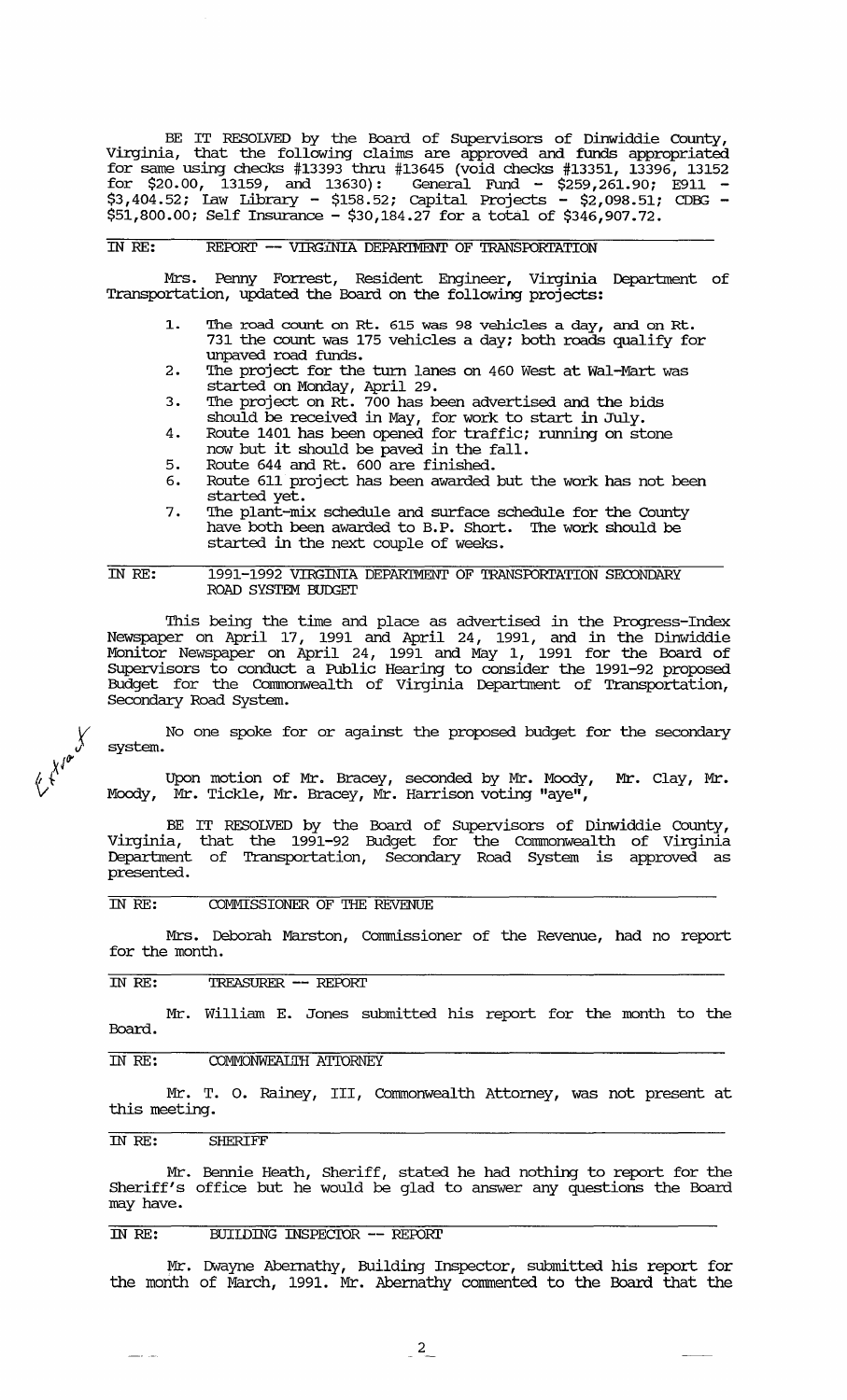BE IT RESOLVED by the Board of Supervisors of Dinwiddie County, Virginia, that the following claims are approved and funds appropriated for same using checks #13393 thru #13645 (void checks #13351, 13396, 13152 for $20.00, 13159, and 13630): General Fund - $259,261.90; E911 - $3,404.52; Law Library - $158.52; Capital Projects - $2,098.51; CDBG - $51,800.00; Self Insurance - $30,184.27 for a total of $346,907.72.

IN RE: REPORT -- VIRGINIA DEPARTMENT OF TRANSPORTATION

Mrs. Penny Forrest, Resident Engineer, Virginia Department of Transportation, updated the Board on the following projects:

1. The road count on Rt. 615 was 98 vehicles a day, and on Rt. 731 the count was 175 vehicles a day; both roads qualify for unpaved road funds.
2. The project for the turn lanes on 460 West at Wal-Mart was started on Monday, April 29.
3. The project on Rt. 700 has been advertised and the bids should be received in May, for work to start in July.
4. Route 1401 has been opened for traffic; running on stone now but it should be paved in the fall.
5. Route 644 and Rt. 600 are finished.
6. Route 611 project has been awarded but the work has not been started yet.
7. The plant-mix schedule and surface schedule for the County have both been awarded to B.P. Short. The work should be started in the next couple of weeks.

IN RE: 1991-1992 VIRGINIA DEPARTMENT OF TRANSPORTATION SECONDARY ROAD SYSTEM BUDGET

This being the time and place as advertised in the Progress-Index Newspaper on April 17, 1991 and April 24, 1991, and in the Dinwiddie Monitor Newspaper on April 24, 1991 and May 1, 1991 for the Board of Supervisors to conduct a Public Hearing to consider the 1991-92 proposed Budget for the Commonwealth of Virginia Department of Transportation, Secondary Road System.

No one spoke for or against the proposed budget for the secondary system.

Upon motion of Mr. Bracey, seconded by Mr. Moody, Mr. Clay, Mr. Moody, Mr. Tickle, Mr. Bracey, Mr. Harrison voting "aye",

BE IT RESOLVED by the Board of Supervisors of Dinwiddie County, Virginia, that the 1991-92 Budget for the Commonwealth of Virginia Department of Transportation, Secondary Road System is approved as presented.

IN RE: COMMISSIONER OF THE REVENUE

Mrs. Deborah Marston, Commissioner of the Revenue, had no report for the month.

IN RE: TREASURER -- REPORT

Mr. William E. Jones submitted his report for the month to the Board.

IN RE: COMMONWEALTH ATTORNEY

Mr. T. O. Rainey, III, Commonwealth Attorney, was not present at this meeting.

IN RE: SHERIFF

Mr. Bennie Heath, Sheriff, stated he had nothing to report for the Sheriff's office but he would be glad to answer any questions the Board may have.

IN RE: BUILDING INSPECTOR -- REPORT

Mr. Dwayne Abernathy, Building Inspector, submitted his report for the month of March, 1991. Mr. Abernathy commented to the Board that the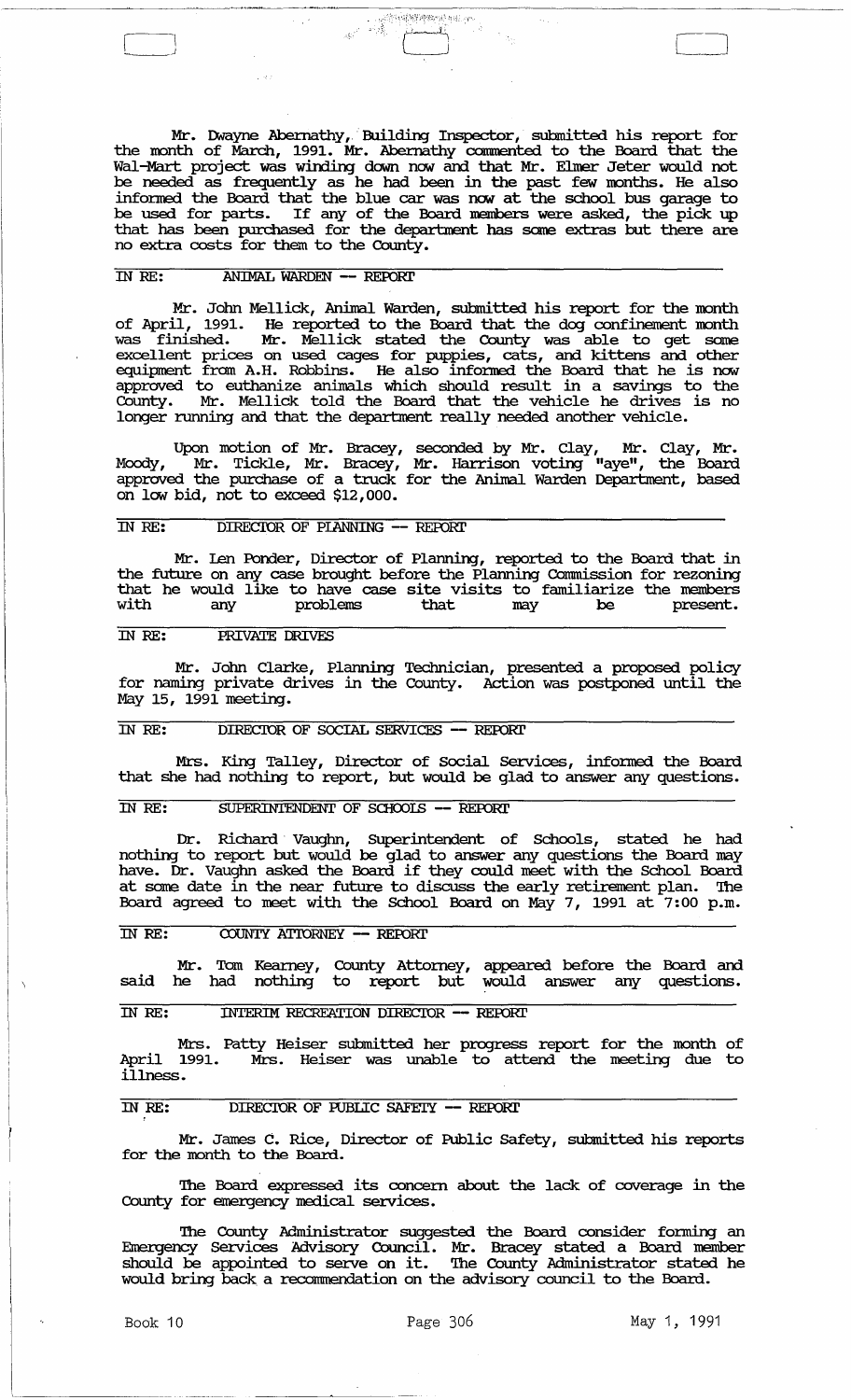Mr. Dwayne Abernathy, Building Inspector, submitted his report for the month of March, 1991. Mr. Abernathy commented to the Board that the Wal-Mart project was winding down now and that Mr. Elmer Jeter would not be needed as frequently as he had been in the past few months. He also informed the Board that the blue car was now at the school bus garage to be used for parts. If any of the Board members were asked, the pick up that has been purchased for the department has some extras but there are no extra costs for them to the County.

IN RE: ANIMAL WARDEN -- REPORT

Mr. John Mellick, Animal Warden, submitted his report for the month of April, 1991. He reported to the Board that the dog confinement month was finished. Mr. Mellick stated the County was able to get some excellent prices on used cages for puppies, cats, and kittens and other equipment from A.H. Robbins. He also informed the Board that he is now approved to euthanize animals which should result in a savings to the County. Mr. Mellick told the Board that the vehicle he drives is no longer running and that the department really needed another vehicle.

Upon motion of Mr. Bracey, seconded by Mr. Clay, Mr. Clay, Mr. Moody, Mr. Tickle, Mr. Bracey, Mr. Harrison voting "aye", the Board approved the purchase of a truck for the Animal Warden Department, based on low bid, not to exceed $12,000.

IN RE: DIRECTOR OF PLANNING -- REPORT

Mr. Len Ponder, Director of Planning, reported to the Board that in the future on any case brought before the Planning Commission for rezoning that he would like to have case site visits to familiarize the members with any problems that may be present.

IN RE: PRIVATE DRIVES

Mr. John Clarke, Planning Technician, presented a proposed policy for naming private drives in the County. Action was postponed until the May 15, 1991 meeting.

IN RE: DIRECTOR OF SOCIAL SERVICES -- REPORT

Mrs. King Talley, Director of Social Services, informed the Board that she had nothing to report, but would be glad to answer any questions.

IN RE: SUPERINTENDENT OF SCHOOLS -- REPORT

Dr. Richard Vaughn, Superintendent of Schools, stated he had nothing to report but would be glad to answer any questions the Board may have. Dr. Vaughn asked the Board if they could meet with the School Board at some date in the near future to discuss the early retirement plan. The Board agreed to meet with the School Board on May 7, 1991 at 7:00 p.m.

IN RE: COUNTY ATTORNEY -- REPORT

Mr. Tom Kearney, County Attorney, appeared before the Board and said he had nothing to report but would answer any questions.

IN RE: INTERIM RECREATION DIRECTOR -- REPORT

Mrs. Patty Heiser submitted her progress report for the month of April 1991. Mrs. Heiser was unable to attend the meeting due to illness.

IN RE: DIRECTOR OF PUBLIC SAFETY -- REPORT

Mr. James C. Rice, Director of Public Safety, submitted his reports for the month to the Board.

The Board expressed its concern about the lack of coverage in the County for emergency medical services.

The County Administrator suggested the Board consider forming an Emergency Services Advisory Council. Mr. Bracey stated a Board member should be appointed to serve on it. The County Administrator stated he would bring back a recommendation on the advisory council to the Board.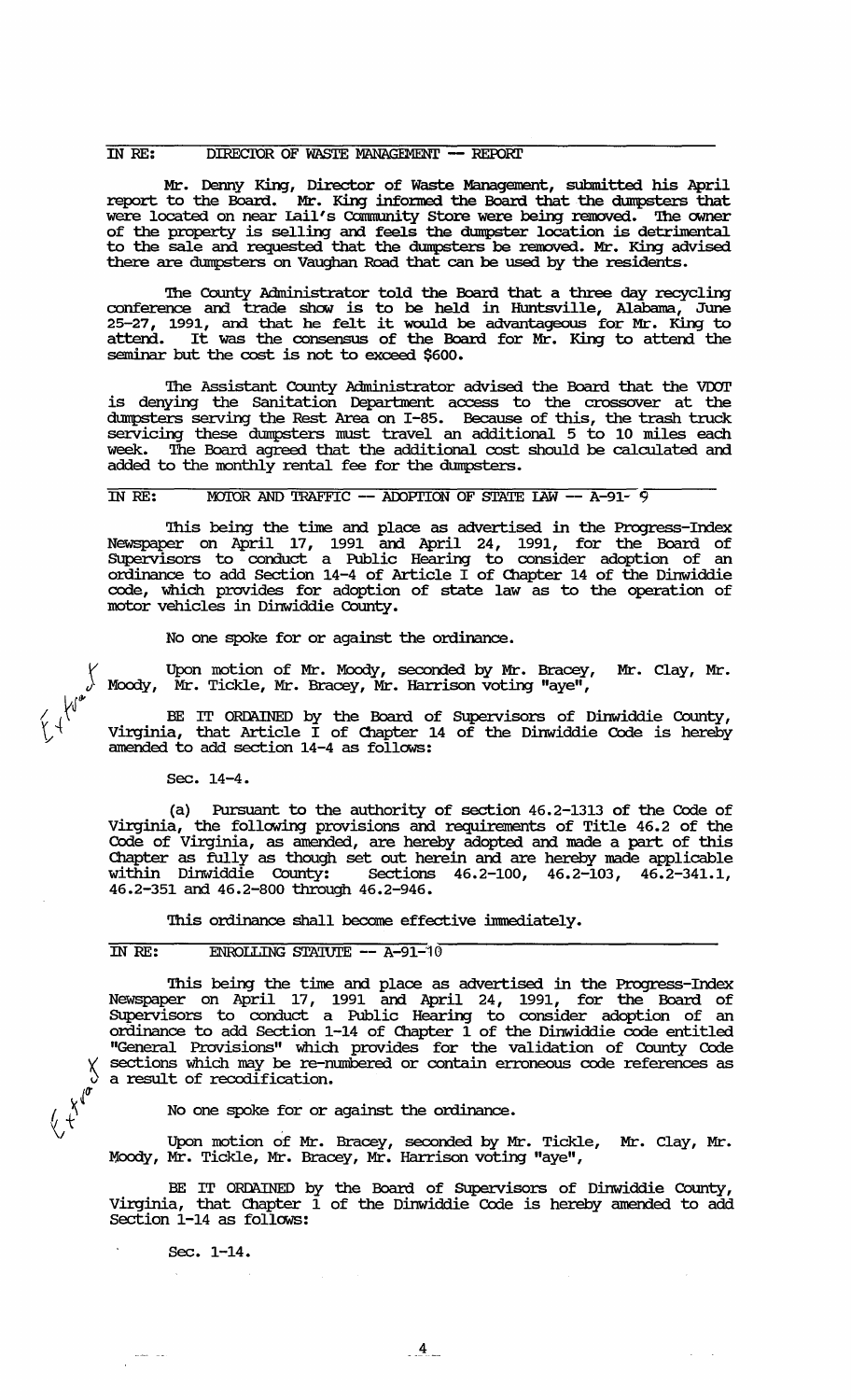IN RE: DIRECTOR OF WASTE MANAGEMENT -- REPORT

Mr. Denny King, Director of Waste Management, submitted his April report to the Board. Mr. King informed the Board that the dumpsters that were located on near Lail's Community Store were being removed. The owner of the property is selling and feels the dumpster location is detrimental to the sale and requested that the dumpsters be removed. Mr. King advised there are dumpsters on Vaughan Road that can be used by the residents.

The County Administrator told the Board that a three day recycling conference and trade show is to be held in Huntsville, Alabama, June 25-27, 1991, and that he felt it would be advantageous for Mr. King to attend. It was the consensus of the Board for Mr. King to attend the seminar but the cost is not to exceed $600.

The Assistant County Administrator advised the Board that the VDOT is denying the Sanitation Department access to the crossover at the dumpsters serving the Rest Area on I-85. Because of this, the trash truck servicing these dumpsters must travel an additional 5 to 10 miles each week. The Board agreed that the additional cost should be calculated and added to the monthly rental fee for the dumpsters.

IN RE: MOTOR AND TRAFFIC -- ADOPTION OF STATE LAW -- A-91-9

This being the time and place as advertised in the Progress-Index Newspaper on April 17, 1991 and April 24, 1991, for the Board of Supervisors to conduct a Public Hearing to consider adoption of an ordinance to add Section 14-4 of Article I of Chapter 14 of the Dinwiddie code, which provides for adoption of state law as to the operation of motor vehicles in Dinwiddie County.

No one spoke for or against the ordinance.

Upon motion of Mr. Moody, seconded by Mr. Bracey, Mr. Clay, Mr. Moody, Mr. Tickle, Mr. Bracey, Mr. Harrison voting "aye",

BE IT ORDAINED by the Board of Supervisors of Dinwiddie County, Virginia, that Article I of Chapter 14 of the Dinwiddie Code is hereby amended to add section 14-4 as follows:

Sec. 14-4.

(a) Pursuant to the authority of section 46.2-1313 of the Code of Virginia, the following provisions and requirements of Title 46.2 of the Code of Virginia, as amended, are hereby adopted and made a part of this Chapter as fully as though set out herein and are hereby made applicable within Dinwiddie County: Sections 46.2-100, 46.2-103, 46.2-341.1, 46.2-351 and 46.2-800 through 46.2-946.

This ordinance shall become effective immediately.

IN RE: ENROLLING STATUTE -- A-91-10

This being the time and place as advertised in the Progress-Index Newspaper on April 17, 1991 and April 24, 1991, for the Board of Supervisors to conduct a Public Hearing to consider adoption of an ordinance to add Section 1-14 of Chapter 1 of the Dinwiddie code entitled "General Provisions" which provides for the validation of County Code sections which may be re-numbered or contain erroneous code references as a result of recodification.

No one spoke for or against the ordinance.

Upon motion of Mr. Bracey, seconded by Mr. Tickle, Mr. Clay, Mr. Moody, Mr. Tickle, Mr. Bracey, Mr. Harrison voting "aye",

BE IT ORDAINED by the Board of Supervisors of Dinwiddie County, Virginia, that Chapter 1 of the Dinwiddie Code is hereby amended to add Section 1-14 as follows:

Sec. 1-14.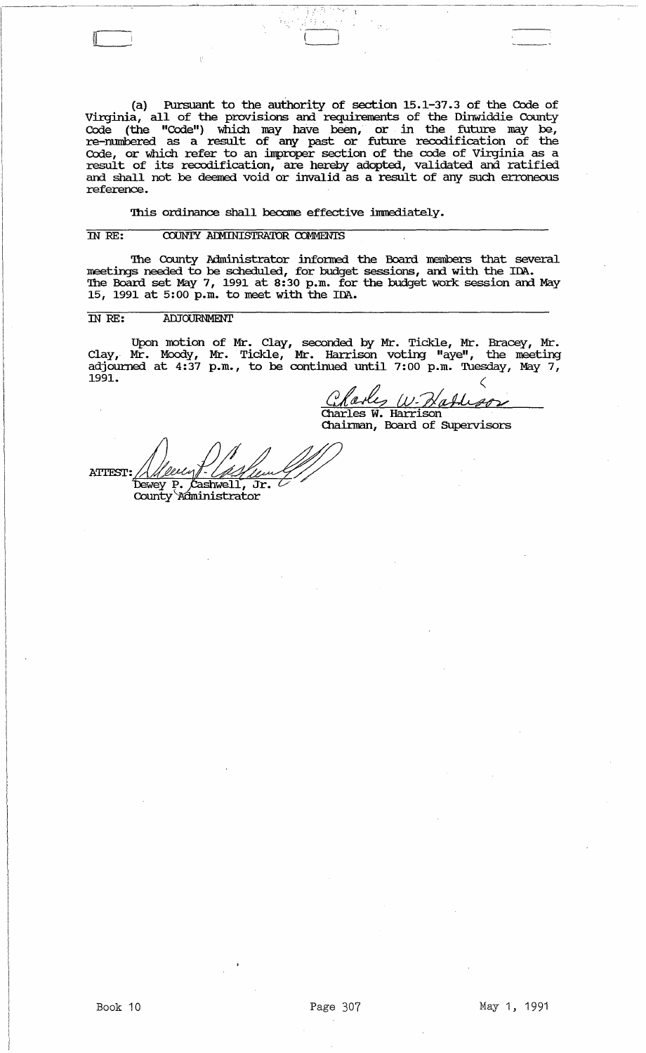(a) Pursuant to the authority of section 15.1-37.3 of the Code of Virginia, all of the provisions and requirements of the Dinwiddie County Code (the "Code") which may have been, or in the future may be, re-numbered as a result of any past or future recodification of the Code, or which refer to an improper section of the code of Virginia as a result of its recodification, are hereby adopted, validated and ratified and shall not be deemed void or invalid as a result of any such erroneous reference.

This ordinance shall become effective immediately.

IN RE: COUNTY ADMINISTRATOR COMMENTS

The County Administrator informed the Board members that several meetings needed to be scheduled, for budget sessions, and with the IDA. The Board set May 7, 1991 at 8:30 p.m. for the budget work session and May 15, 1991 at 5:00 p.m. to meet with the IDA.

IN RE: ADJOURNMENT

Upon motion of Mr. Clay, seconded by Mr. Tickle, Mr. Bracey, Mr. Clay, Mr. Moody, Mr. Tickle, Mr. Harrison voting "aye", the meeting adjourned at 4:37 p.m., to be continued until 7:00 p.m. Tuesday, May 7, 1991.

Charles W. Harrison
Chairman, Board of Supervisors

ATTEST:
Dewey P. Cashwell, Jr.
County Administrator

Book 10 Page 307 May 1, 1991